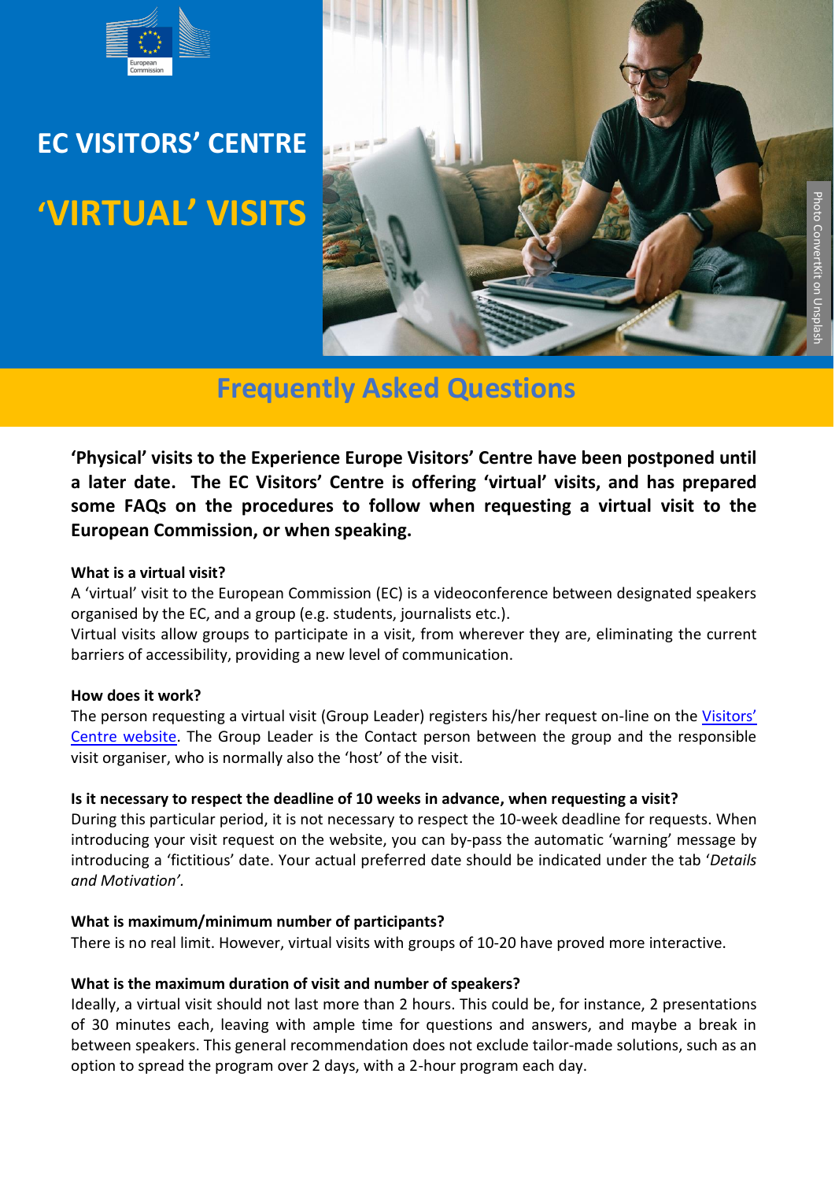# EC VISITORS' CENTRE

# 'VIRTUAL' VISITS

## Frequently Asked Questions

**'Physical' visits to the Experience Europe Visitors' Centre have been postponed until a later date. The EC Visitors' Centre is offering 'virtual' visits, and has prepared some FAQs on the procedures to follow when requesting a virtual visit to the European Commission, or when speaking.**

### What is a virtual visit?

A 'virtual' visit to the European Commission (EC) is a videoconference between designated speakers organised by the EC, and a group (e.g. students, journalists etc.).

Virtual visits allow groups to participate in a visit, from wherever they are, eliminating the current barriers of accessibility, providing a new level of communication.

### How does it work?

The person requesting a virtual visit (Group Leader) registers his/her request on-line on the Visitors' Centre website. The Group Leader is the Contact person between the group and the responsible visit organiser, who is normally also the 'host' of the visit.

### Is it necessary to respect the deadline of 10 weeks in advance, when requesting a visit?

During this particular period, it is not necessary to respect the 10-week deadline for requests. When introducing your visit request on the website, you can by-pass the automatic 'warning' message by introducing a 'fictitious' date. Your actual preferred date should be indicated under the tab '*Details and Motivation*'.

### What is maximum/minimum number of participants?

There is no real limit. However, virtual visits with groups of 10-20 have proved more interactive.

### What is the maximum duration of visit and number of speakers?

Ideally, a virtual visit should not last more than 2 hours. This could be, for instance, 2 presentations of 30 minutes each, leaving with ample time for questions and answers, and maybe a break in between speakers. This general recommendation does not exclude tailor-made solutions, such as an option to spread the program over 2 days, with a 2-hour program each day.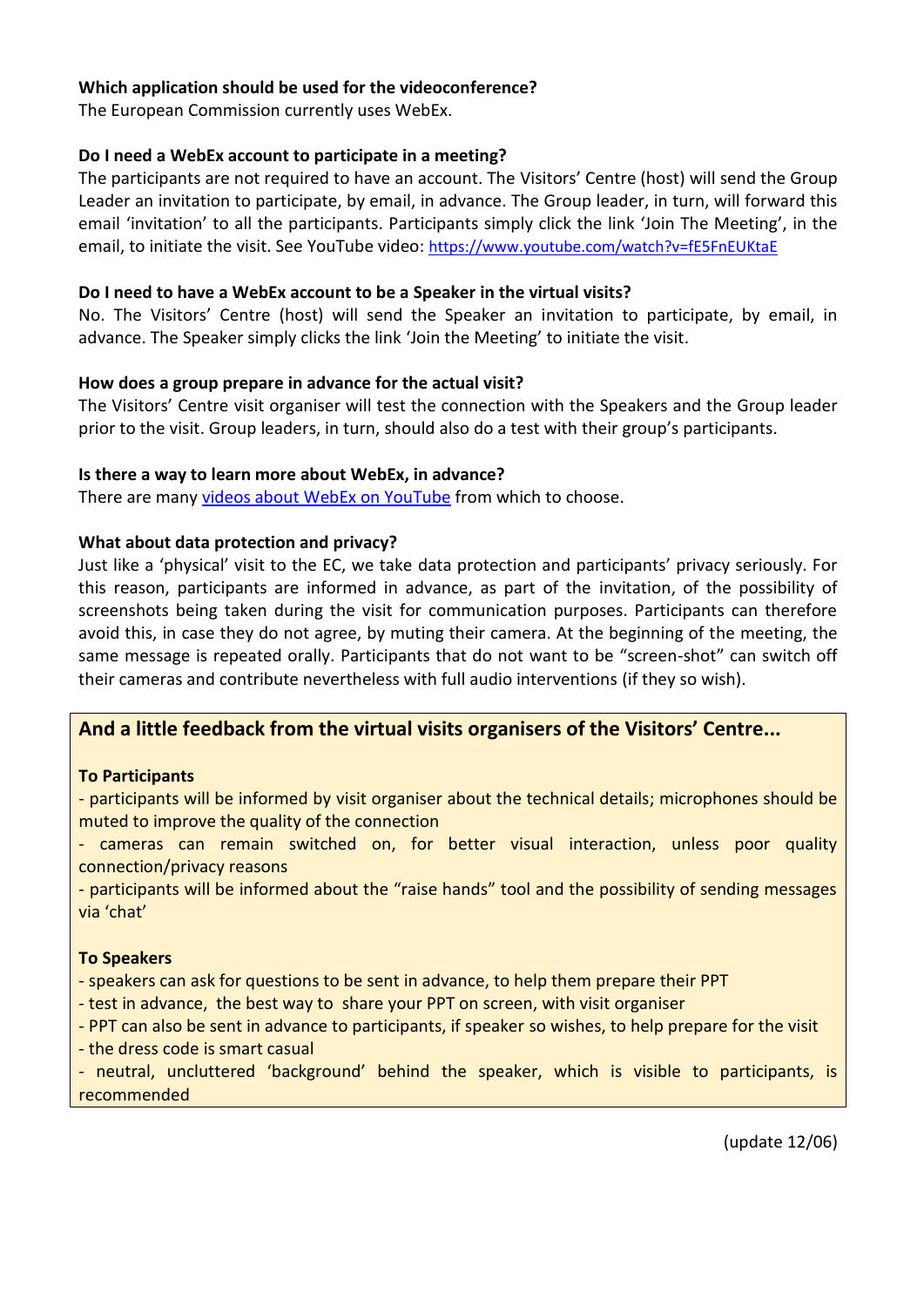**Which application should be used for the videoconference?**
The European Commission currently uses WebEx.

**Do I need a WebEx account to participate in a meeting?**
The participants are not required to have an account. The Visitors' Centre (host) will send the Group Leader an invitation to participate, by email, in advance. The Group leader, in turn, will forward this email 'invitation' to all the participants. Participants simply click the link 'Join The Meeting', in the email, to initiate the visit. See YouTube video: https://www.youtube.com/watch?v=fE5FnEUKtaE

**Do I need to have a WebEx account to be a Speaker in the virtual visits?**
No. The Visitors' Centre (host) will send the Speaker an invitation to participate, by email, in advance. The Speaker simply clicks the link 'Join the Meeting' to initiate the visit.

**How does a group prepare in advance for the actual visit?**
The Visitors' Centre visit organiser will test the connection with the Speakers and the Group leader prior to the visit. Group leaders, in turn, should also do a test with their group's participants.

**Is there a way to learn more about WebEx, in advance?**
There are many videos about WebEx on YouTube from which to choose.

**What about data protection and privacy?**
Just like a 'physical' visit to the EC, we take data protection and participants' privacy seriously. For this reason, participants are informed in advance, as part of the invitation, of the possibility of screenshots being taken during the visit for communication purposes. Participants can therefore avoid this, in case they do not agree, by muting their camera. At the beginning of the meeting, the same message is repeated orally. Participants that do not want to be "screen-shot" can switch off their cameras and contribute nevertheless with full audio interventions (if they so wish).

## And a little feedback from the virtual visits organisers of the Visitors' Centre...

**To Participants**

- participants will be informed by visit organiser about the technical details; microphones should be muted to improve the quality of the connection
- cameras can remain switched on, for better visual interaction, unless poor quality connection/privacy reasons
- participants will be informed about the "raise hands" tool and the possibility of sending messages via 'chat'

**To Speakers**

- speakers can ask for questions to be sent in advance, to help them prepare their PPT
- test in advance, the best way to share your PPT on screen, with visit organiser
- PPT can also be sent in advance to participants, if speaker so wishes, to help prepare for the visit
- the dress code is smart casual
- neutral, uncluttered 'background' behind the speaker, which is visible to participants, is recommended

(update 12/06)